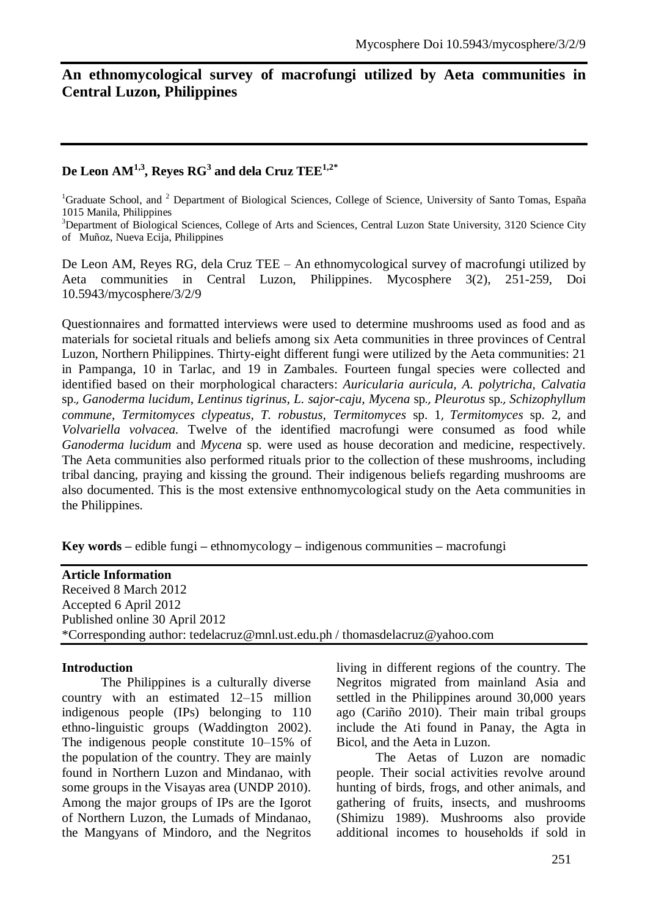# An ethnomycological survey of macrofungi utilized by Aeta communities in Central Luzon, Philippines

**De Leon AM[1,3], Reyes RG[3] and dela Cruz TEE[1,2*]**

[1]Graduate School, and [2] Department of Biological Sciences, College of Science, University of Santo Tomas, España 1015 Manila, Philippines
[3]Department of Biological Sciences, College of Arts and Sciences, Central Luzon State University, 3120 Science City of Muñoz, Nueva Ecija, Philippines

De Leon AM, Reyes RG, dela Cruz TEE – An ethnomycological survey of macrofungi utilized by Aeta communities in Central Luzon, Philippines. Mycosphere 3(2), 251-259, Doi 10.5943/mycosphere/3/2/9

Questionnaires and formatted interviews were used to determine mushrooms used as food and as materials for societal rituals and beliefs among six Aeta communities in three provinces of Central Luzon, Northern Philippines. Thirty-eight different fungi were utilized by the Aeta communities: 21 in Pampanga, 10 in Tarlac, and 19 in Zambales. Fourteen fungal species were collected and identified based on their morphological characters: *Auricularia auricula*, *A. polytricha*, *Calvatia* sp., *Ganoderma lucidum*, *Lentinus tigrinus*, *L. sajor-caju*, *Mycena* sp., *Pleurotus* sp., *Schizophyllum commune*, *Termitomyces clypeatus*, *T. robustus*, *Termitomyces* sp. 1, *Termitomyces* sp. 2, and *Volvariella volvacea*. Twelve of the identified macrofungi were consumed as food while *Ganoderma lucidum* and *Mycena* sp. were used as house decoration and medicine, respectively. The Aeta communities also performed rituals prior to the collection of these mushrooms, including tribal dancing, praying and kissing the ground. Their indigenous beliefs regarding mushrooms are also documented. This is the most extensive enthnomycological study on the Aeta communities in the Philippines.

**Key words** – edible fungi – ethnomycology – indigenous communities – macrofungi

**Article Information**
Received 8 March 2012
Accepted 6 April 2012
Published online 30 April 2012
*Corresponding author: tedelacruz@mnl.ust.edu.ph / thomasdelacruz@yahoo.com

## Introduction

The Philippines is a culturally diverse country with an estimated 12–15 million indigenous people (IPs) belonging to 110 ethno-linguistic groups (Waddington 2002). The indigenous people constitute 10–15% of the population of the country. They are mainly found in Northern Luzon and Mindanao, with some groups in the Visayas area (UNDP 2010). Among the major groups of IPs are the Igorot of Northern Luzon, the Lumads of Mindanao, the Mangyans of Mindoro, and the Negritos living in different regions of the country. The Negritos migrated from mainland Asia and settled in the Philippines around 30,000 years ago (Cariño 2010). Their main tribal groups include the Ati found in Panay, the Agta in Bicol, and the Aeta in Luzon.

The Aetas of Luzon are nomadic people. Their social activities revolve around hunting of birds, frogs, and other animals, and gathering of fruits, insects, and mushrooms (Shimizu 1989). Mushrooms also provide additional incomes to households if sold in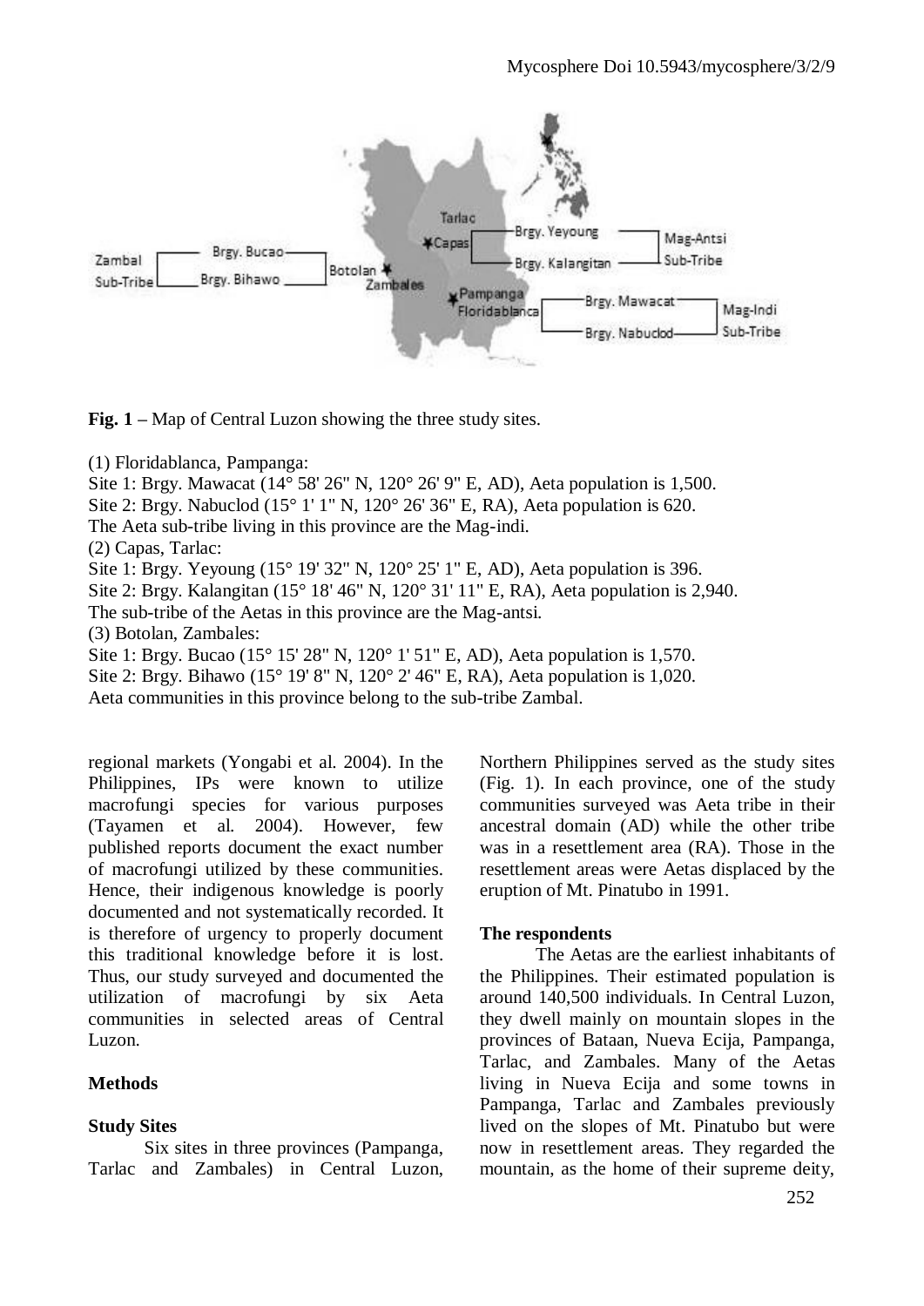**Fig. 1** – Map of Central Luzon showing the three study sites.

(1) Floridablanca, Pampanga:
Site 1: Brgy. Mawacat (14° 58' 26" N, 120° 26' 9" E, AD), Aeta population is 1,500.
Site 2: Brgy. Nabuclod (15° 1' 1" N, 120° 26' 36" E, RA), Aeta population is 620.
The Aeta sub-tribe living in this province are the Mag-indi.
(2) Capas, Tarlac:
Site 1: Brgy. Yeyoung (15° 19' 32" N, 120° 25' 1" E, AD), Aeta population is 396.
Site 2: Brgy. Kalangitan (15° 18' 46" N, 120° 31' 11" E, RA), Aeta population is 2,940.
The sub-tribe of the Aetas in this province are the Mag-antsi.
(3) Botolan, Zambales:
Site 1: Brgy. Bucao (15° 15' 28" N, 120° 1' 51" E, AD), Aeta population is 1,570.
Site 2: Brgy. Bihawo (15° 19' 8" N, 120° 2' 46" E, RA), Aeta population is 1,020.
Aeta communities in this province belong to the sub-tribe Zambal.

regional markets (Yongabi et al. 2004). In the Philippines, IPs were known to utilize macrofungi species for various purposes (Tayamen et al. 2004). However, few published reports document the exact number of macrofungi utilized by these communities. Hence, their indigenous knowledge is poorly documented and not systematically recorded. It is therefore of urgency to properly document this traditional knowledge before it is lost. Thus, our study surveyed and documented the utilization of macrofungi by six Aeta communities in selected areas of Central Luzon.

## Methods

### Study Sites

Six sites in three provinces (Pampanga, Tarlac and Zambales) in Central Luzon, Northern Philippines served as the study sites (Fig. 1). In each province, one of the study communities surveyed was Aeta tribe in their ancestral domain (AD) while the other tribe was in a resettlement area (RA). Those in the resettlement areas were Aetas displaced by the eruption of Mt. Pinatubo in 1991.

### The respondents

The Aetas are the earliest inhabitants of the Philippines. Their estimated population is around 140,500 individuals. In Central Luzon, they dwell mainly on mountain slopes in the provinces of Bataan, Nueva Ecija, Pampanga, Tarlac, and Zambales. Many of the Aetas living in Nueva Ecija and some towns in Pampanga, Tarlac and Zambales previously lived on the slopes of Mt. Pinatubo but were now in resettlement areas. They regarded the mountain, as the home of their supreme deity,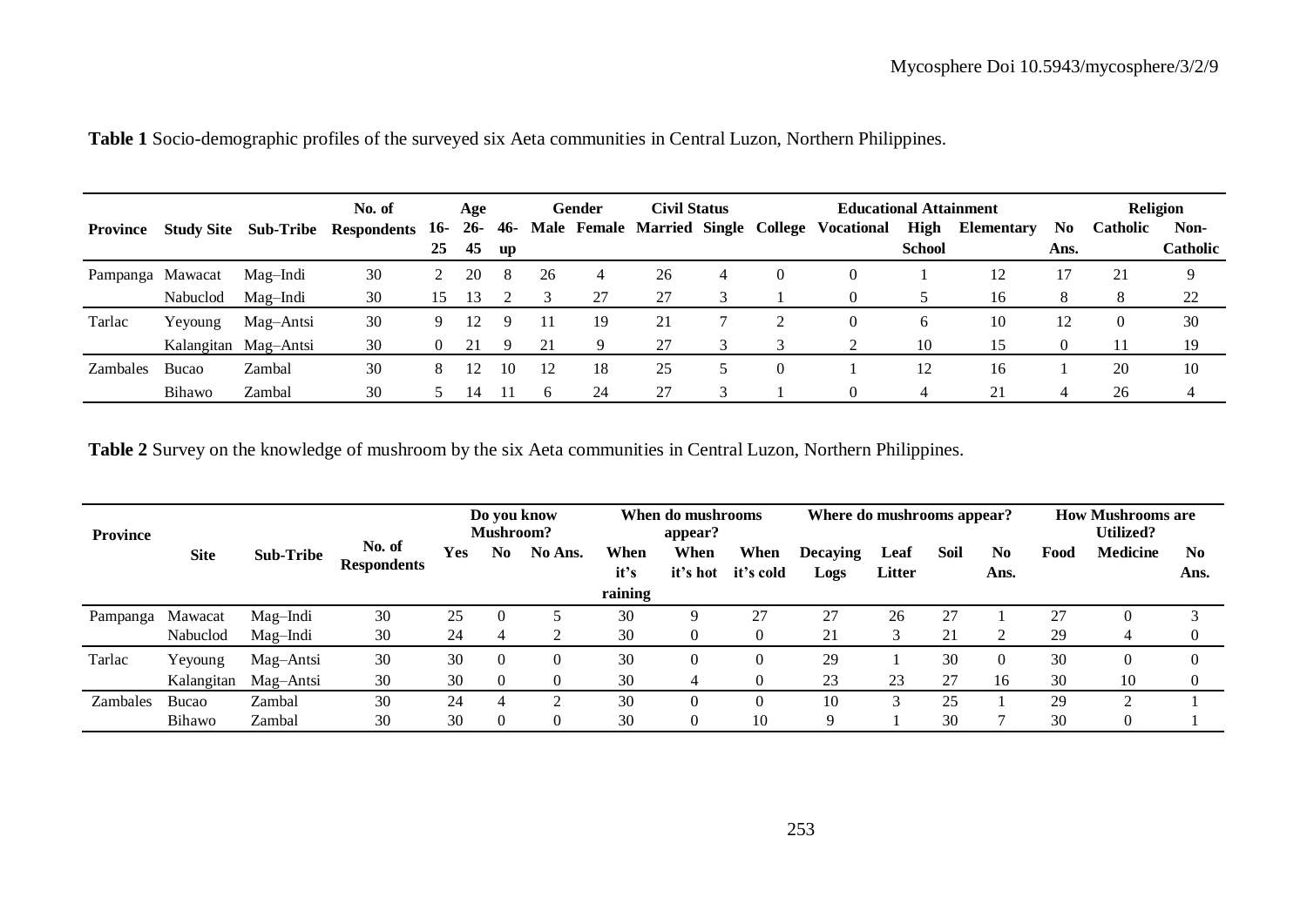**Table 1** Socio-demographic profiles of the surveyed six Aeta communities in Central Luzon, Northern Philippines.

| Province | Study Site | Sub-Tribe | No. of Respondents | Age | | | Gender | | Civil Status | | Educational Attainment | | | | | Religion | |
|---|---|---|---|---|---|---|---|---|---|---|---|---|---|---|---|---|---|
| | | | | 16-25 | 26-45 | 46-up | Male | Female | Married | Single | College | Vocational | High School | Elementary | No Ans. | Catholic | Non-Catholic |
| Pampanga | Mawacat | Mag–Indi | 30 | 2 | 20 | 8 | 26 | 4 | 26 | 4 | 0 | 0 | 1 | 12 | 17 | 21 | 9 |
| | Nabuclod | Mag–Indi | 30 | 15 | 13 | 2 | 3 | 27 | 27 | 3 | 1 | 0 | 5 | 16 | 8 | 8 | 22 |
| Tarlac | Yeyoung | Mag–Antsi | 30 | 9 | 12 | 9 | 11 | 19 | 21 | 7 | 2 | 0 | 6 | 10 | 12 | 0 | 30 |
| | Kalangitan | Mag–Antsi | 30 | 0 | 21 | 9 | 21 | 9 | 27 | 3 | 3 | 2 | 10 | 15 | 0 | 11 | 19 |
| Zambales | Bucao | Zambal | 30 | 8 | 12 | 10 | 12 | 18 | 25 | 5 | 0 | 1 | 12 | 16 | 1 | 20 | 10 |
| | Bihawo | Zambal | 30 | 5 | 14 | 11 | 6 | 24 | 27 | 3 | 1 | 0 | 4 | 21 | 4 | 26 | 4 |

**Table 2** Survey on the knowledge of mushroom by the six Aeta communities in Central Luzon, Northern Philippines.

| Province | Site | Sub-Tribe | No. of Respondents | Do you know Mushroom? | | | When do mushrooms appear? | | | Where do mushrooms appear? | | | | How Mushrooms are Utilized? | | |
|---|---|---|---|---|---|---|---|---|---|---|---|---|---|---|---|---|
| | | | | Yes | No | No Ans. | When it's raining | When it's hot | When it's cold | Decaying Logs | Leaf Litter | Soil | No Ans. | Food | Medicine | No Ans. |
| Pampanga | Mawacat | Mag–Indi | 30 | 25 | 0 | 5 | 30 | 9 | 27 | 27 | 26 | 27 | 1 | 27 | 0 | 3 |
| | Nabuclod | Mag–Indi | 30 | 24 | 4 | 2 | 30 | 0 | 0 | 21 | 3 | 21 | 2 | 29 | 4 | 0 |
| Tarlac | Yeyoung | Mag–Antsi | 30 | 30 | 0 | 0 | 30 | 0 | 0 | 29 | 1 | 30 | 0 | 30 | 0 | 0 |
| | Kalangitan | Mag–Antsi | 30 | 30 | 0 | 0 | 30 | 4 | 0 | 23 | 23 | 27 | 16 | 30 | 10 | 0 |
| Zambales | Bucao | Zambal | 30 | 24 | 4 | 2 | 30 | 0 | 0 | 10 | 3 | 25 | 1 | 29 | 2 | 1 |
| | Bihawo | Zambal | 30 | 30 | 0 | 0 | 30 | 0 | 10 | 9 | 1 | 30 | 7 | 30 | 0 | 1 |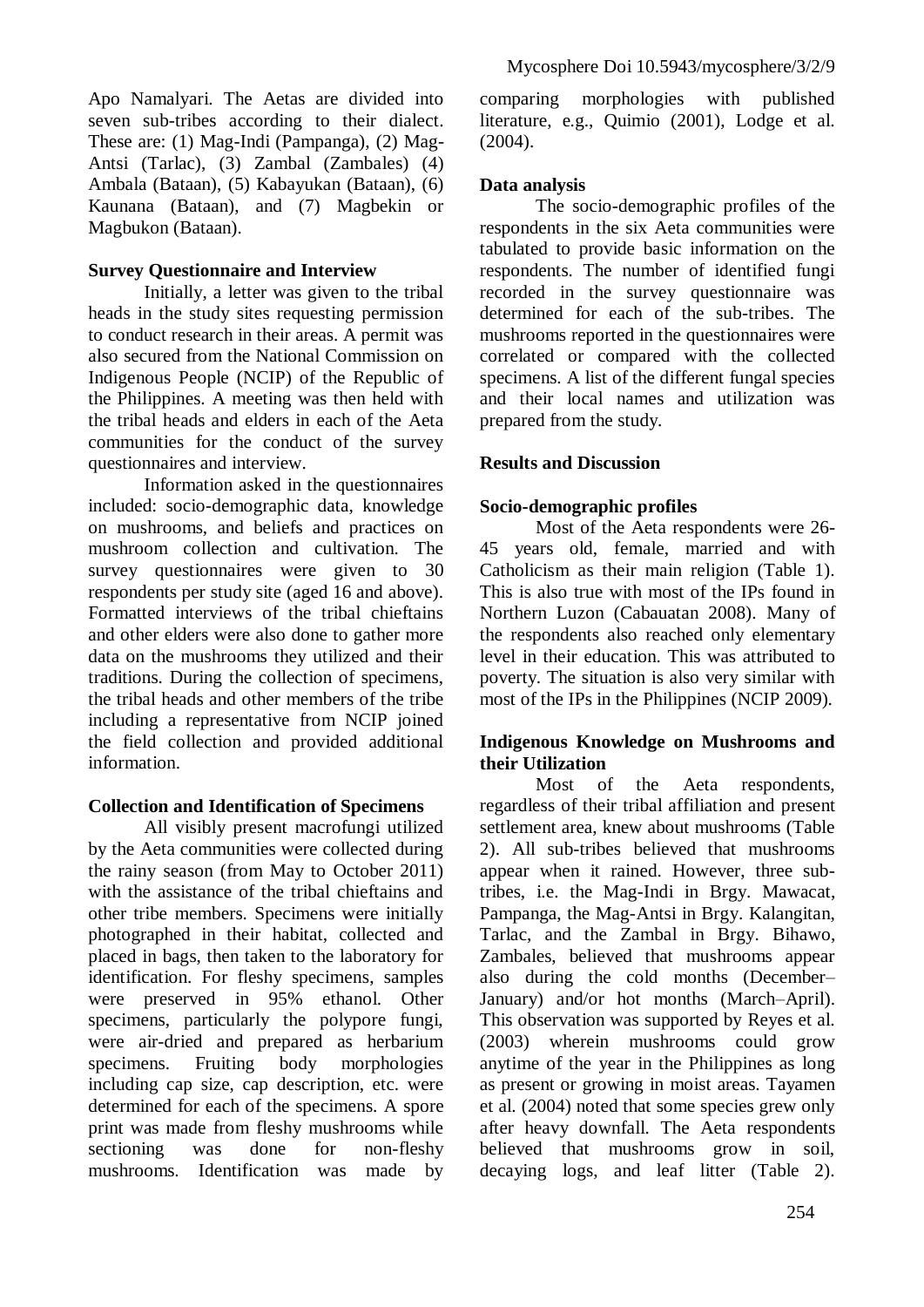Apo Namalyari. The Aetas are divided into seven sub-tribes according to their dialect. These are: (1) Mag-Indi (Pampanga), (2) Mag-Antsi (Tarlac), (3) Zambal (Zambales) (4) Ambala (Bataan), (5) Kabayukan (Bataan), (6) Kaunana (Bataan), and (7) Magbekin or Magbukon (Bataan).

**Survey Questionnaire and Interview**

Initially, a letter was given to the tribal heads in the study sites requesting permission to conduct research in their areas. A permit was also secured from the National Commission on Indigenous People (NCIP) of the Republic of the Philippines. A meeting was then held with the tribal heads and elders in each of the Aeta communities for the conduct of the survey questionnaires and interview.

Information asked in the questionnaires included: socio-demographic data, knowledge on mushrooms, and beliefs and practices on mushroom collection and cultivation. The survey questionnaires were given to 30 respondents per study site (aged 16 and above). Formatted interviews of the tribal chieftains and other elders were also done to gather more data on the mushrooms they utilized and their traditions. During the collection of specimens, the tribal heads and other members of the tribe including a representative from NCIP joined the field collection and provided additional information.

**Collection and Identification of Specimens**

All visibly present macrofungi utilized by the Aeta communities were collected during the rainy season (from May to October 2011) with the assistance of the tribal chieftains and other tribe members. Specimens were initially photographed in their habitat, collected and placed in bags, then taken to the laboratory for identification. For fleshy specimens, samples were preserved in 95% ethanol. Other specimens, particularly the polypore fungi, were air-dried and prepared as herbarium specimens. Fruiting body morphologies including cap size, cap description, etc. were determined for each of the specimens. A spore print was made from fleshy mushrooms while sectioning was done for non-fleshy mushrooms. Identification was made by comparing morphologies with published literature, e.g., Quimio (2001), Lodge et al. (2004).

**Data analysis**

The socio-demographic profiles of the respondents in the six Aeta communities were tabulated to provide basic information on the respondents. The number of identified fungi recorded in the survey questionnaire was determined for each of the sub-tribes. The mushrooms reported in the questionnaires were correlated or compared with the collected specimens. A list of the different fungal species and their local names and utilization was prepared from the study.

**Results and Discussion**

**Socio-demographic profiles**

Most of the Aeta respondents were 26-45 years old, female, married and with Catholicism as their main religion (Table 1). This is also true with most of the IPs found in Northern Luzon (Cabauatan 2008). Many of the respondents also reached only elementary level in their education. This was attributed to poverty. The situation is also very similar with most of the IPs in the Philippines (NCIP 2009).

**Indigenous Knowledge on Mushrooms and their Utilization**

Most of the Aeta respondents, regardless of their tribal affiliation and present settlement area, knew about mushrooms (Table 2). All sub-tribes believed that mushrooms appear when it rained. However, three sub-tribes, i.e. the Mag-Indi in Brgy. Mawacat, Pampanga, the Mag-Antsi in Brgy. Kalangitan, Tarlac, and the Zambal in Brgy. Bihawo, Zambales, believed that mushrooms appear also during the cold months (December–January) and/or hot months (March–April). This observation was supported by Reyes et al. (2003) wherein mushrooms could grow anytime of the year in the Philippines as long as present or growing in moist areas. Tayamen et al. (2004) noted that some species grew only after heavy downfall. The Aeta respondents believed that mushrooms grow in soil, decaying logs, and leaf litter (Table 2).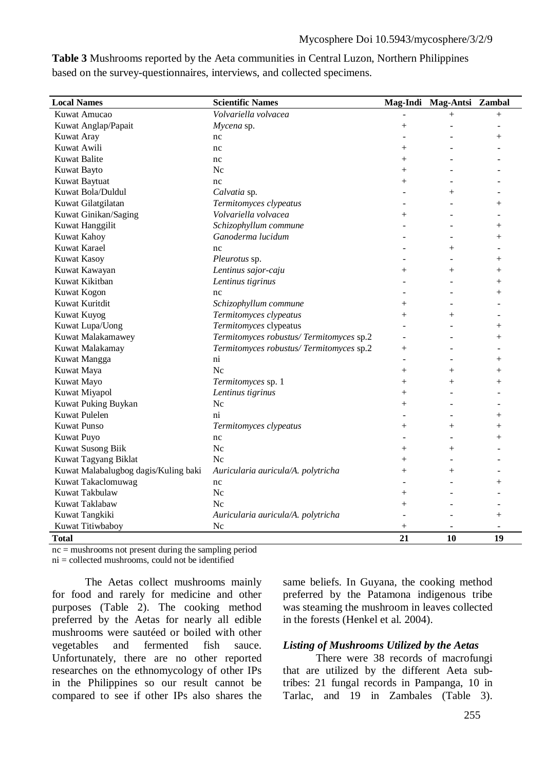**Table 3** Mushrooms reported by the Aeta communities in Central Luzon, Northern Philippines based on the survey-questionnaires, interviews, and collected specimens.

| Local Names | Scientific Names | Mag-Indi | Mag-Antsi | Zambal |
|---|---|---|---|---|
| Kuwat Amucao | *Volvariella volvacea* | - | + | + |
| Kuwat Anglap/Papait | *Mycena* sp. | + | - | - |
| Kuwat Aray | nc | - | - | + |
| Kuwat Awili | nc | + | - | - |
| Kuwat Balite | nc | + | - | - |
| Kuwat Bayto | Nc | + | - | - |
| Kuwat Baytuat | nc | + | - | - |
| Kuwat Bola/Duldul | *Calvatia* sp. | - | + | - |
| Kuwat Gilatgilatan | *Termitomyces clypeatus* | - | - | + |
| Kuwat Ginikan/Saging | *Volvariella volvacea* | + | - | - |
| Kuwat Hanggilit | *Schizophyllum commune* | - | - | + |
| Kuwat Kahoy | *Ganoderma lucidum* | - | - | + |
| Kuwat Karael | nc | - | + | - |
| Kuwat Kasoy | *Pleurotus* sp. | - | - | + |
| Kuwat Kawayan | *Lentinus sajor-caju* | + | + | + |
| Kuwat Kikitban | *Lentinus tigrinus* | - | - | + |
| Kuwat Kogon | nc | - | - | + |
| Kuwat Kuritdit | *Schizophyllum commune* | + | - | - |
| Kuwat Kuyog | *Termitomyces clypeatus* | + | + | - |
| Kuwat Lupa/Uong | *Termitomyces* clypeatus | - | - | + |
| Kuwat Malakamawey | *Termitomyces robustus/ Termitomyces* sp.2 | - | - | + |
| Kuwat Malakamay | *Termitomyces robustus/ Termitomyces* sp.2 | + | - | - |
| Kuwat Mangga | ni | - | - | + |
| Kuwat Maya | Nc | + | + | + |
| Kuwat Mayo | *Termitomyces* sp. 1 | + | + | + |
| Kuwat Miyapol | *Lentinus tigrinus* | + | - | - |
| Kuwat Puking Buykan | Nc | + | - | - |
| Kuwat Pulelen | ni | - | - | + |
| Kuwat Punso | *Termitomyces clypeatus* | + | + | + |
| Kuwat Puyo | nc | - | - | + |
| Kuwat Susong Biik | Nc | + | + | - |
| Kuwat Tagyang Biklat | Nc | + | - | - |
| Kuwat Malabalugbog dagis/Kuling baki | *Auricularia auricula/A. polytricha* | + | + | - |
| Kuwat Takaclomuwag | nc | - | - | + |
| Kuwat Takbulaw | Nc | + | - | - |
| Kuwat Taklabaw | Nc | + | - | - |
| Kuwat Tangkiki | *Auricularia auricula/A. polytricha* | - | - | + |
| Kuwat Titiwbaboy | Nc | + | - | - |
| **Total** | | **21** | **10** | **19** |

nc = mushrooms not present during the sampling period
ni = collected mushrooms, could not be identified

The Aetas collect mushrooms mainly for food and rarely for medicine and other purposes (Table 2). The cooking method preferred by the Aetas for nearly all edible mushrooms were sautéed or boiled with other vegetables and fermented fish sauce. Unfortunately, there are no other reported researches on the ethnomycology of other IPs in the Philippines so our result cannot be compared to see if other IPs also shares the same beliefs. In Guyana, the cooking method preferred by the Patamona indigenous tribe was steaming the mushroom in leaves collected in the forests (Henkel et al. 2004).

### *Listing of Mushrooms Utilized by the Aetas*

There were 38 records of macrofungi that are utilized by the different Aeta sub-tribes: 21 fungal records in Pampanga, 10 in Tarlac, and 19 in Zambales (Table 3).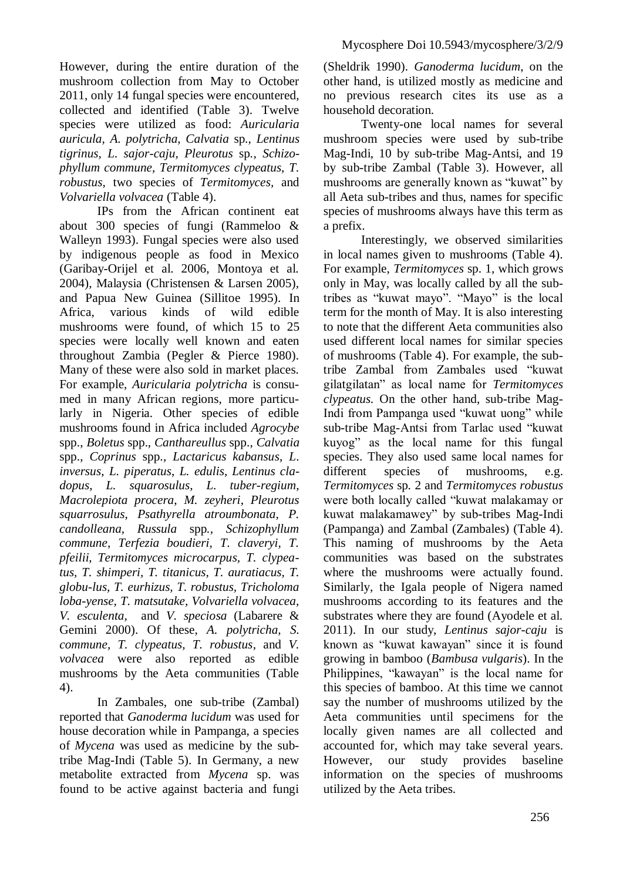However, during the entire duration of the mushroom collection from May to October 2011, only 14 fungal species were encountered, collected and identified (Table 3). Twelve species were utilized as food: *Auricularia auricula, A. polytricha, Calvatia* sp.*, Lentinus tigrinus, L. sajor-caju, Pleurotus* sp.*, Schizophyllum commune, Termitomyces clypeatus, T. robustus*, two species of *Termitomyces*, and *Volvariella volvacea* (Table 4).

IPs from the African continent eat about 300 species of fungi (Rammeloo & Walleyn 1993). Fungal species were also used by indigenous people as food in Mexico (Garibay-Orijel et al. 2006, Montoya et al. 2004), Malaysia (Christensen & Larsen 2005), and Papua New Guinea (Sillitoe 1995). In Africa, various kinds of wild edible mushrooms were found, of which 15 to 25 species were locally well known and eaten throughout Zambia (Pegler & Pierce 1980). Many of these were also sold in market places. For example, *Auricularia polytricha* is consumed in many African regions, more particularly in Nigeria. Other species of edible mushrooms found in Africa included *Agrocybe* spp., *Boletus* spp., *Canthareullus* spp., *Calvatia* spp., *Coprinus* spp., *Lactaricus kabansus*, *L. inversus*, *L. piperatus*, *L. edulis*, *Lentinus cladopus*, *L. squarosulus*, *L. tuber-regium*, *Macrolepiota procera*, *M. zeyheri*, *Pleurotus squarrosulus*, *Psathyrella atroumbonata*, *P. candolleana*, *Russula* spp., *Schizophyllum commune*, *Terfezia boudieri*, *T. claveryi*, *T. pfeilii*, *Termitomyces microcarpus*, *T. clypeatus*, *T. shimperi*, *T. titanicus*, *T. auratiacus*, *T. globu-lus*, *T. eurhizus*, *T. robustus*, *Tricholoma loba-yense*, *T. matsutake*, *Volvariella volvacea*, *V. esculenta*, and *V. speciosa* (Labarere & Gemini 2000). Of these, *A. polytricha*, *S. commune*, *T. clypeatus*, *T. robustus*, and *V. volvacea* were also reported as edible mushrooms by the Aeta communities (Table 4).

In Zambales, one sub-tribe (Zambal) reported that *Ganoderma lucidum* was used for house decoration while in Pampanga, a species of *Mycena* was used as medicine by the sub-tribe Mag-Indi (Table 5). In Germany, a new metabolite extracted from *Mycena* sp. was found to be active against bacteria and fungi (Sheldrik 1990). *Ganoderma lucidum*, on the other hand, is utilized mostly as medicine and no previous research cites its use as a household decoration.

Twenty-one local names for several mushroom species were used by sub-tribe Mag-Indi, 10 by sub-tribe Mag-Antsi, and 19 by sub-tribe Zambal (Table 3). However, all mushrooms are generally known as "kuwat" by all Aeta sub-tribes and thus, names for specific species of mushrooms always have this term as a prefix.

Interestingly, we observed similarities in local names given to mushrooms (Table 4). For example, *Termitomyces* sp. 1, which grows only in May, was locally called by all the sub-tribes as "kuwat mayo". "Mayo" is the local term for the month of May. It is also interesting to note that the different Aeta communities also used different local names for similar species of mushrooms (Table 4). For example, the sub-tribe Zambal from Zambales used "kuwat gilatgilatan" as local name for *Termitomyces clypeatus.* On the other hand, sub-tribe Mag-Indi from Pampanga used "kuwat uong" while sub-tribe Mag-Antsi from Tarlac used "kuwat kuyog" as the local name for this fungal species. They also used same local names for different species of mushrooms, e.g. *Termitomyces* sp. 2 and *Termitomyces robustus* were both locally called "kuwat malakamay or kuwat malakamawey" by sub-tribes Mag-Indi (Pampanga) and Zambal (Zambales) (Table 4). This naming of mushrooms by the Aeta communities was based on the substrates where the mushrooms were actually found. Similarly, the Igala people of Nigera named mushrooms according to its features and the substrates where they are found (Ayodele et al. 2011). In our study, *Lentinus sajor-caju* is known as "kuwat kawayan" since it is found growing in bamboo (*Bambusa vulgaris*). In the Philippines, "kawayan" is the local name for this species of bamboo. At this time we cannot say the number of mushrooms utilized by the Aeta communities until specimens for the locally given names are all collected and accounted for, which may take several years. However, our study provides baseline information on the species of mushrooms utilized by the Aeta tribes.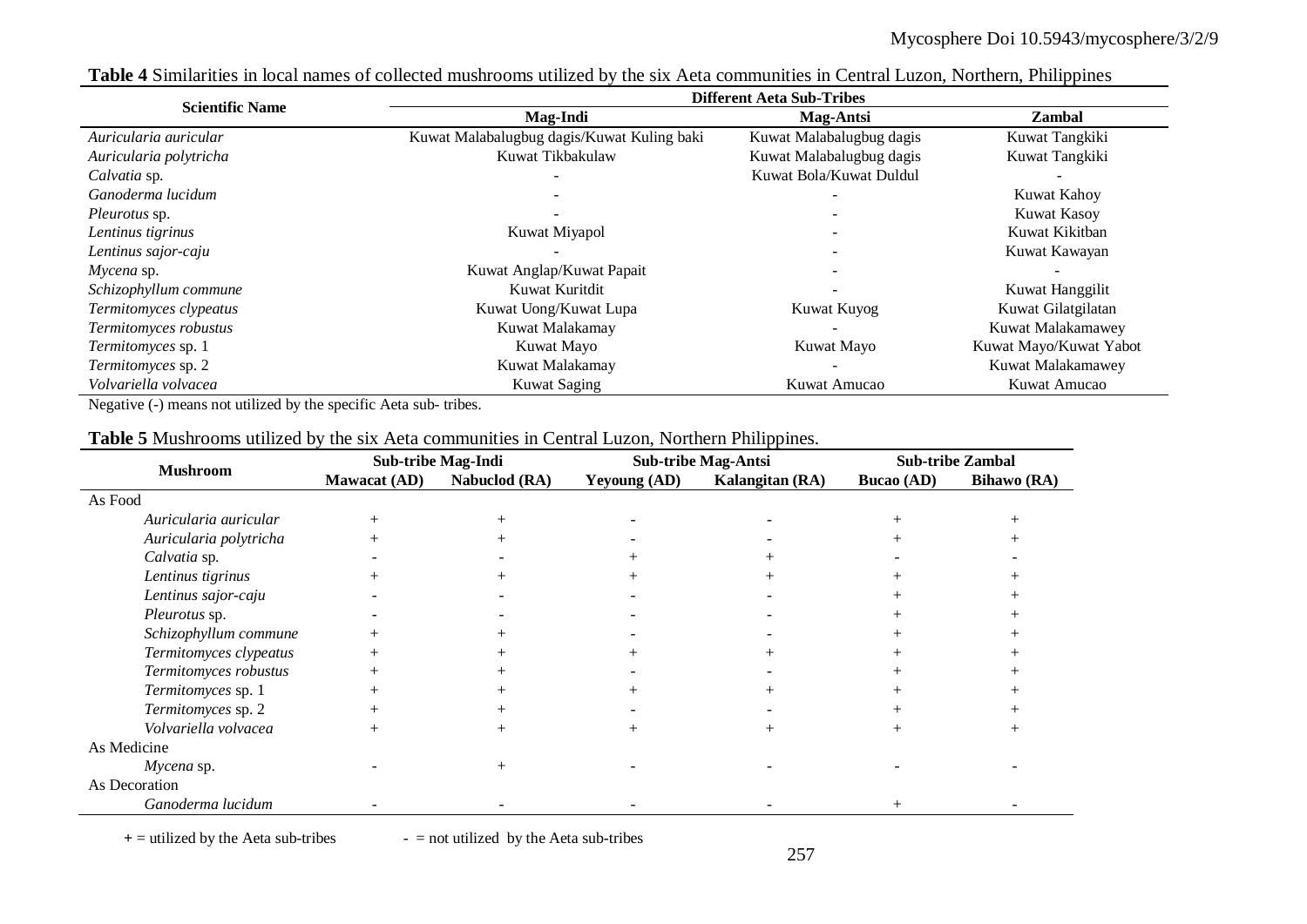**Table 4** Similarities in local names of collected mushrooms utilized by the six Aeta communities in Central Luzon, Northern, Philippines

| Scientific Name | Different Aeta Sub-Tribes | | |
|---|---|---|---|
| | Mag-Indi | Mag-Antsi | Zambal |
| *Auricularia auricular* | Kuwat Malabalugbug dagis/Kuwat Kuling baki | Kuwat Malabalugbug dagis | Kuwat Tangkiki |
| *Auricularia polytricha* | Kuwat Tikbakulaw | Kuwat Malabalugbug dagis | Kuwat Tangkiki |
| *Calvatia* sp. | - | Kuwat Bola/Kuwat Duldul | - |
| *Ganoderma lucidum* | - | - | Kuwat Kahoy |
| *Pleurotus* sp. | - | - | Kuwat Kasoy |
| *Lentinus tigrinus* | Kuwat Miyapol | - | Kuwat Kikitban |
| *Lentinus sajor-caju* | - | - | Kuwat Kawayan |
| *Mycena* sp. | Kuwat Anglap/Kuwat Papait | - | - |
| *Schizophyllum commune* | Kuwat Kuritdit | - | Kuwat Hanggilit |
| *Termitomyces clypeatus* | Kuwat Uong/Kuwat Lupa | Kuwat Kuyog | Kuwat Gilatgilatan |
| *Termitomyces robustus* | Kuwat Malakamay | - | Kuwat Malakamawey |
| *Termitomyces* sp. 1 | Kuwat Mayo | Kuwat Mayo | Kuwat Mayo/Kuwat Yabot |
| *Termitomyces* sp. 2 | Kuwat Malakamay | - | Kuwat Malakamawey |
| *Volvariella volvacea* | Kuwat Saging | Kuwat Amucao | Kuwat Amucao |

Negative (-) means not utilized by the specific Aeta sub- tribes.

**Table 5** Mushrooms utilized by the six Aeta communities in Central Luzon, Northern Philippines.

| Mushroom | Sub-tribe Mag-Indi | | Sub-tribe Mag-Antsi | | Sub-tribe Zambal | |
|---|---|---|---|---|---|---|
| | Mawacat (AD) | Nabuclod (RA) | Yeyoung (AD) | Kalangitan (RA) | Bucao (AD) | Bihawo (RA) |
| As Food | | | | | | |
| *Auricularia auricular* | + | + | - | - | + | + |
| *Auricularia polytricha* | + | + | - | - | + | + |
| *Calvatia* sp. | - | - | + | + | - | - |
| *Lentinus tigrinus* | + | + | + | + | + | + |
| *Lentinus sajor-caju* | - | - | - | - | + | + |
| *Pleurotus* sp. | - | - | - | - | + | + |
| *Schizophyllum commune* | + | + | - | - | + | + |
| *Termitomyces clypeatus* | + | + | + | + | + | + |
| *Termitomyces robustus* | + | + | - | - | + | + |
| *Termitomyces* sp. 1 | + | + | + | + | + | + |
| *Termitomyces* sp. 2 | + | + | - | - | + | + |
| *Volvariella volvacea* | + | + | + | + | + | + |
| As Medicine | | | | | | |
| *Mycena* sp. | - | + | - | - | - | - |
| As Decoration | | | | | | |
| *Ganoderma lucidum* | - | - | - | - | + | - |

+ = utilized by the Aeta sub-tribes  - = not utilized by the Aeta sub-tribes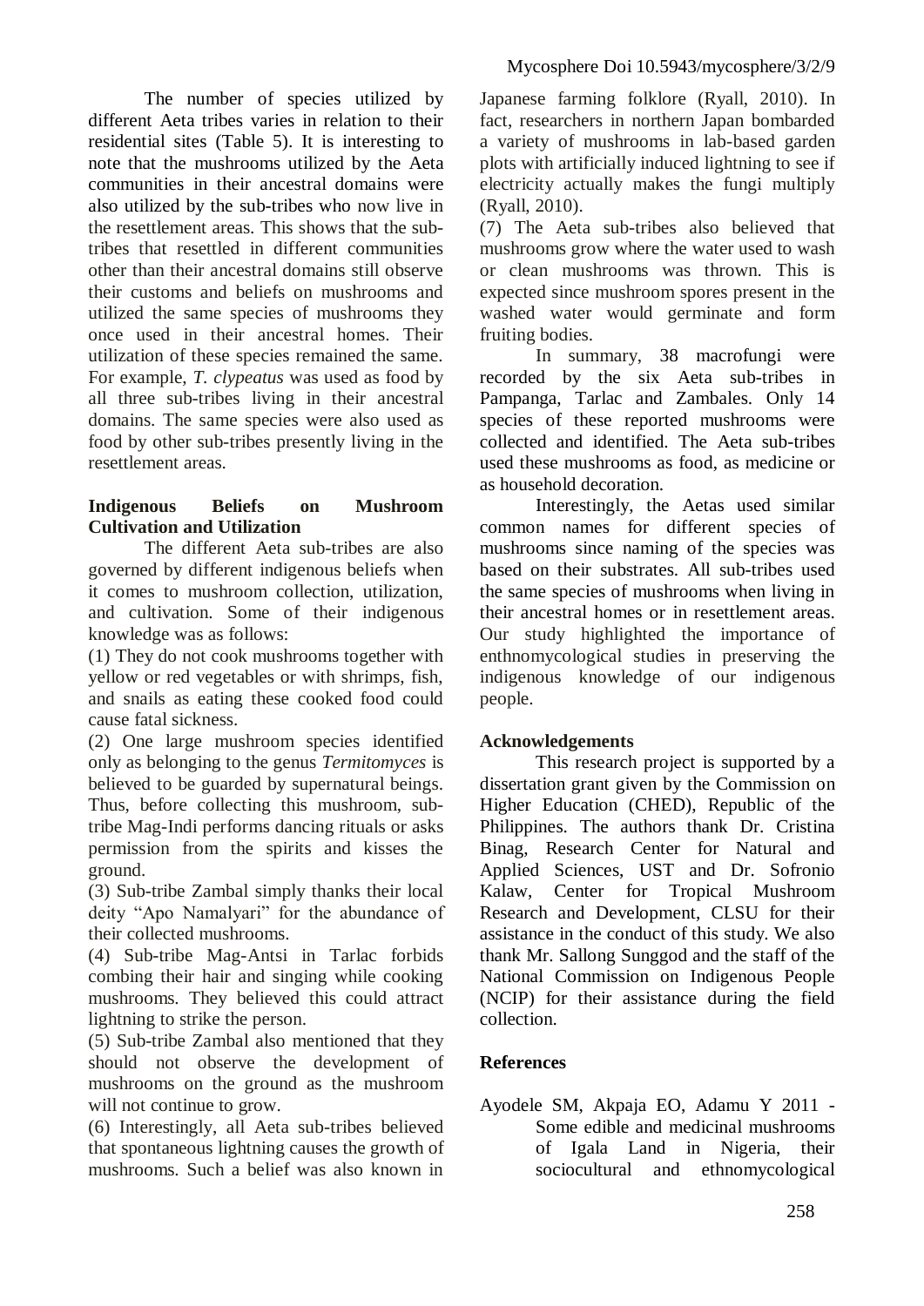The number of species utilized by different Aeta tribes varies in relation to their residential sites (Table 5). It is interesting to note that the mushrooms utilized by the Aeta communities in their ancestral domains were also utilized by the sub-tribes who now live in the resettlement areas. This shows that the sub-tribes that resettled in different communities other than their ancestral domains still observe their customs and beliefs on mushrooms and utilized the same species of mushrooms they once used in their ancestral homes. Their utilization of these species remained the same. For example, *T. clypeatus* was used as food by all three sub-tribes living in their ancestral domains. The same species were also used as food by other sub-tribes presently living in the resettlement areas.

**Indigenous Beliefs on Mushroom Cultivation and Utilization**

The different Aeta sub-tribes are also governed by different indigenous beliefs when it comes to mushroom collection, utilization, and cultivation. Some of their indigenous knowledge was as follows:

(1) They do not cook mushrooms together with yellow or red vegetables or with shrimps, fish, and snails as eating these cooked food could cause fatal sickness.

(2) One large mushroom species identified only as belonging to the genus *Termitomyces* is believed to be guarded by supernatural beings. Thus, before collecting this mushroom, sub-tribe Mag-Indi performs dancing rituals or asks permission from the spirits and kisses the ground.

(3) Sub-tribe Zambal simply thanks their local deity "Apo Namalyari" for the abundance of their collected mushrooms.

(4) Sub-tribe Mag-Antsi in Tarlac forbids combing their hair and singing while cooking mushrooms. They believed this could attract lightning to strike the person.

(5) Sub-tribe Zambal also mentioned that they should not observe the development of mushrooms on the ground as the mushroom will not continue to grow.

(6) Interestingly, all Aeta sub-tribes believed that spontaneous lightning causes the growth of mushrooms. Such a belief was also known in Japanese farming folklore (Ryall, 2010). In fact, researchers in northern Japan bombarded a variety of mushrooms in lab-based garden plots with artificially induced lightning to see if electricity actually makes the fungi multiply (Ryall, 2010).

(7) The Aeta sub-tribes also believed that mushrooms grow where the water used to wash or clean mushrooms was thrown. This is expected since mushroom spores present in the washed water would germinate and form fruiting bodies.

In summary, 38 macrofungi were recorded by the six Aeta sub-tribes in Pampanga, Tarlac and Zambales. Only 14 species of these reported mushrooms were collected and identified. The Aeta sub-tribes used these mushrooms as food, as medicine or as household decoration.

Interestingly, the Aetas used similar common names for different species of mushrooms since naming of the species was based on their substrates. All sub-tribes used the same species of mushrooms when living in their ancestral homes or in resettlement areas. Our study highlighted the importance of enthnomycological studies in preserving the indigenous knowledge of our indigenous people.

**Acknowledgements**

This research project is supported by a dissertation grant given by the Commission on Higher Education (CHED), Republic of the Philippines. The authors thank Dr. Cristina Binag, Research Center for Natural and Applied Sciences, UST and Dr. Sofronio Kalaw, Center for Tropical Mushroom Research and Development, CLSU for their assistance in the conduct of this study. We also thank Mr. Sallong Sunggod and the staff of the National Commission on Indigenous People (NCIP) for their assistance during the field collection.

**References**

Ayodele SM, Akpaja EO, Adamu Y 2011 - Some edible and medicinal mushrooms of Igala Land in Nigeria, their sociocultural and ethnomycological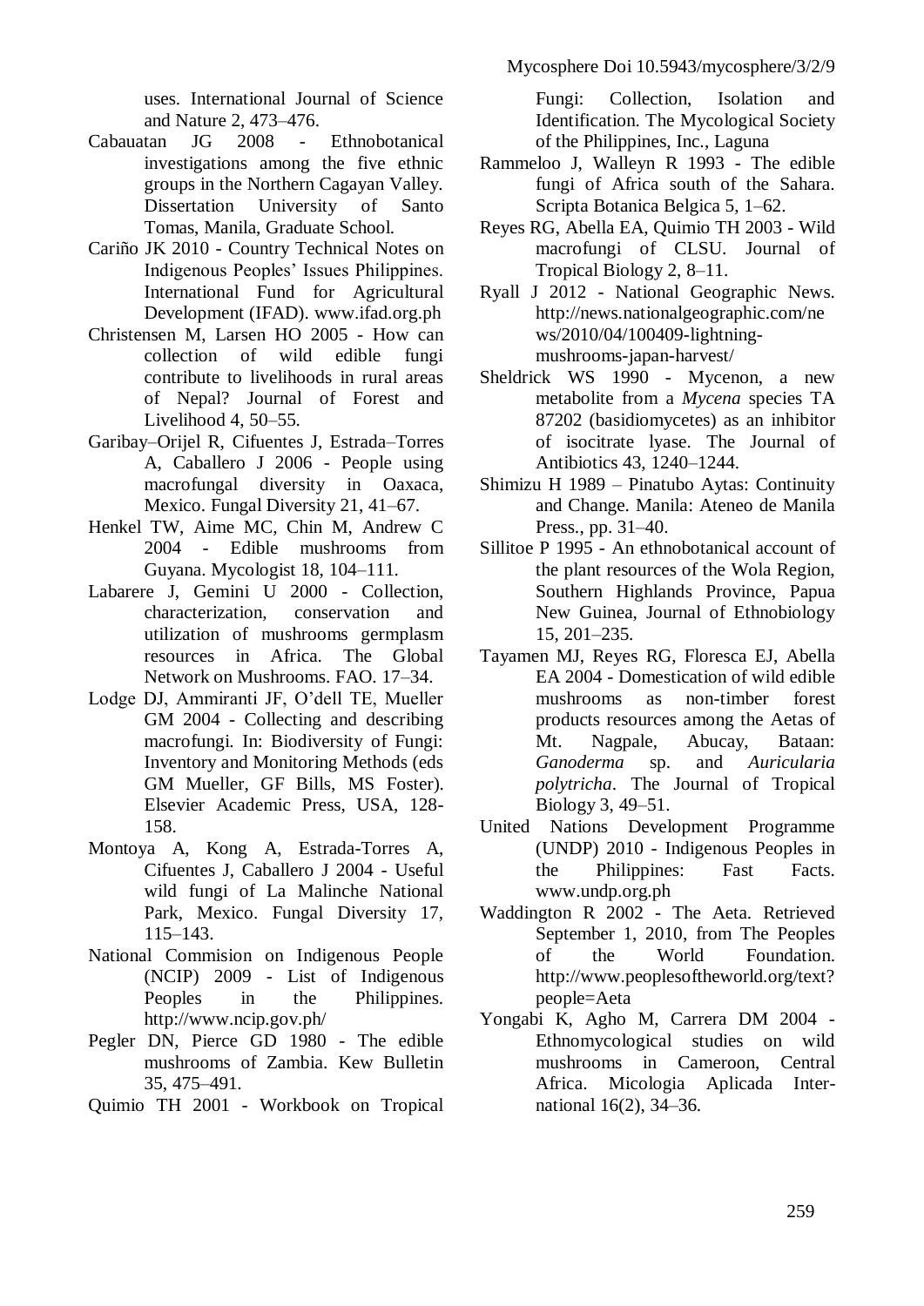uses. International Journal of Science and Nature 2, 473–476.

Cabauatan JG 2008 - Ethnobotanical investigations among the five ethnic groups in the Northern Cagayan Valley. Dissertation University of Santo Tomas, Manila, Graduate School.

Cariño JK 2010 - Country Technical Notes on Indigenous Peoples' Issues Philippines. International Fund for Agricultural Development (IFAD). www.ifad.org.ph

Christensen M, Larsen HO 2005 - How can collection of wild edible fungi contribute to livelihoods in rural areas of Nepal? Journal of Forest and Livelihood 4, 50–55.

Garibay–Orijel R, Cifuentes J, Estrada–Torres A, Caballero J 2006 - People using macrofungal diversity in Oaxaca, Mexico. Fungal Diversity 21, 41–67.

Henkel TW, Aime MC, Chin M, Andrew C 2004 - Edible mushrooms from Guyana. Mycologist 18, 104–111.

Labarere J, Gemini U 2000 - Collection, characterization, conservation and utilization of mushrooms germplasm resources in Africa. The Global Network on Mushrooms. FAO. 17–34.

Lodge DJ, Ammiranti JF, O'dell TE, Mueller GM 2004 - Collecting and describing macrofungi. In: Biodiversity of Fungi: Inventory and Monitoring Methods (eds GM Mueller, GF Bills, MS Foster). Elsevier Academic Press, USA, 128-158.

Montoya A, Kong A, Estrada-Torres A, Cifuentes J, Caballero J 2004 - Useful wild fungi of La Malinche National Park, Mexico. Fungal Diversity 17, 115–143.

National Commision on Indigenous People (NCIP) 2009 - List of Indigenous Peoples in the Philippines. http://www.ncip.gov.ph/

Pegler DN, Pierce GD 1980 - The edible mushrooms of Zambia. Kew Bulletin 35, 475–491.

Quimio TH 2001 - Workbook on Tropical Fungi: Collection, Isolation and Identification. The Mycological Society of the Philippines, Inc., Laguna

Rammeloo J, Walleyn R 1993 - The edible fungi of Africa south of the Sahara. Scripta Botanica Belgica 5, 1–62.

Reyes RG, Abella EA, Quimio TH 2003 - Wild macrofungi of CLSU. Journal of Tropical Biology 2, 8–11.

Ryall J 2012 - National Geographic News. http://news.nationalgeographic.com/news/2010/04/100409-lightning-mushrooms-japan-harvest/

Sheldrick WS 1990 - Mycenon, a new metabolite from a *Mycena* species TA 87202 (basidiomycetes) as an inhibitor of isocitrate lyase. The Journal of Antibiotics 43, 1240–1244.

Shimizu H 1989 – Pinatubo Aytas: Continuity and Change. Manila: Ateneo de Manila Press., pp. 31–40.

Sillitoe P 1995 - An ethnobotanical account of the plant resources of the Wola Region, Southern Highlands Province, Papua New Guinea, Journal of Ethnobiology 15, 201–235.

Tayamen MJ, Reyes RG, Floresca EJ, Abella EA 2004 - Domestication of wild edible mushrooms as non-timber forest products resources among the Aetas of Mt. Nagpale, Abucay, Bataan: *Ganoderma* sp. and *Auricularia polytricha*. The Journal of Tropical Biology 3, 49–51.

United Nations Development Programme (UNDP) 2010 - Indigenous Peoples in the Philippines: Fast Facts. www.undp.org.ph

Waddington R 2002 - The Aeta. Retrieved September 1, 2010, from The Peoples of the World Foundation. http://www.peoplesoftheworld.org/text?people=Aeta

Yongabi K, Agho M, Carrera DM 2004 - Ethnomycological studies on wild mushrooms in Cameroon, Central Africa. Micologia Aplicada International 16(2), 34–36.